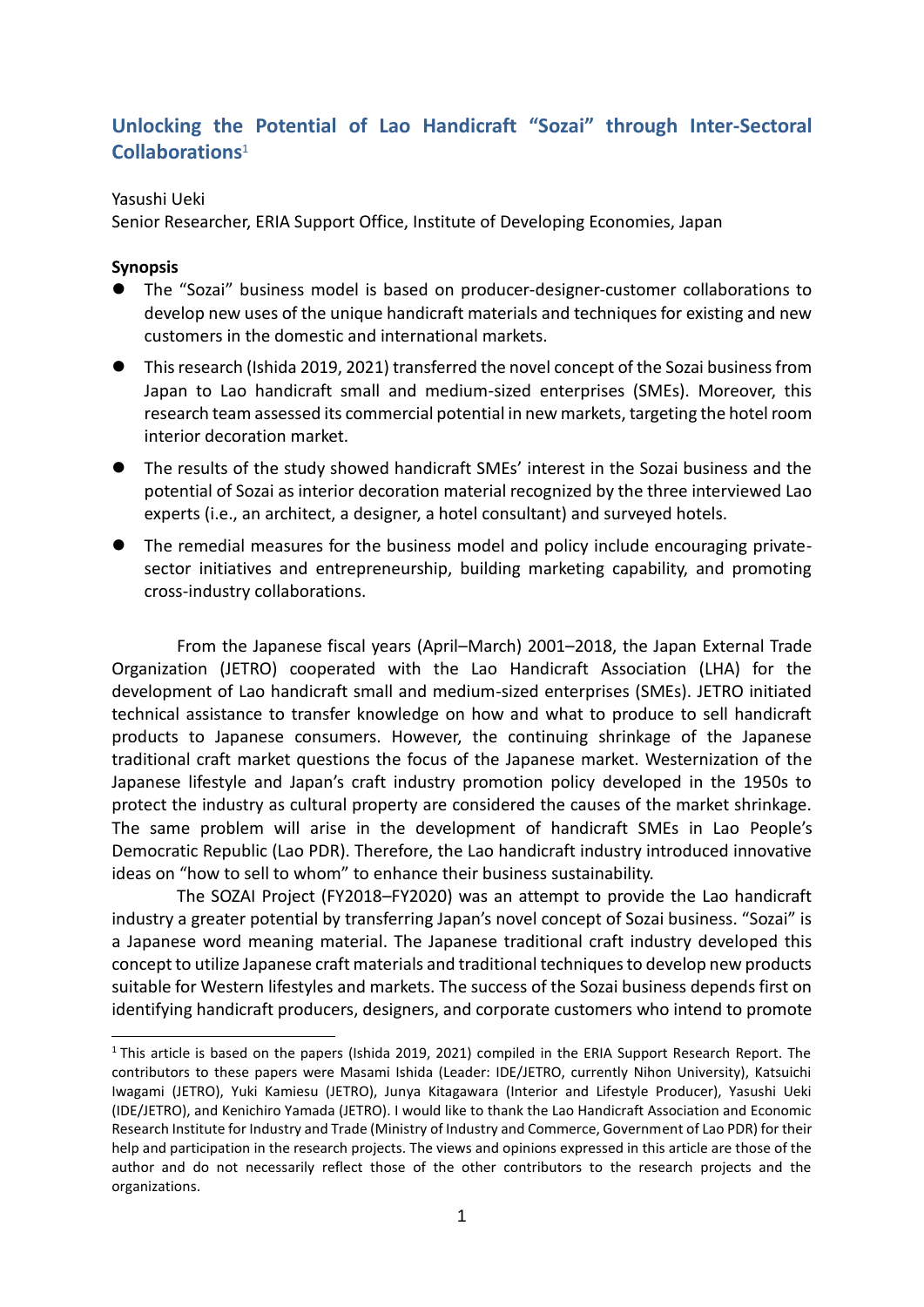# Unlocking the Potential of Lao Handicraft "Sozai" through Inter-Sectoral Collaborations[1]

Yasushi Ueki

Senior Researcher, ERIA Support Office, Institute of Developing Economies, Japan

**Synopsis**

- The "Sozai" business model is based on producer-designer-customer collaborations to develop new uses of the unique handicraft materials and techniques for existing and new customers in the domestic and international markets.
- This research (Ishida 2019, 2021) transferred the novel concept of the Sozai business from Japan to Lao handicraft small and medium-sized enterprises (SMEs). Moreover, this research team assessed its commercial potential in new markets, targeting the hotel room interior decoration market.
- The results of the study showed handicraft SMEs' interest in the Sozai business and the potential of Sozai as interior decoration material recognized by the three interviewed Lao experts (i.e., an architect, a designer, a hotel consultant) and surveyed hotels.
- The remedial measures for the business model and policy include encouraging private-sector initiatives and entrepreneurship, building marketing capability, and promoting cross-industry collaborations.

From the Japanese fiscal years (April–March) 2001–2018, the Japan External Trade Organization (JETRO) cooperated with the Lao Handicraft Association (LHA) for the development of Lao handicraft small and medium-sized enterprises (SMEs). JETRO initiated technical assistance to transfer knowledge on how and what to produce to sell handicraft products to Japanese consumers. However, the continuing shrinkage of the Japanese traditional craft market questions the focus of the Japanese market. Westernization of the Japanese lifestyle and Japan's craft industry promotion policy developed in the 1950s to protect the industry as cultural property are considered the causes of the market shrinkage. The same problem will arise in the development of handicraft SMEs in Lao People's Democratic Republic (Lao PDR). Therefore, the Lao handicraft industry introduced innovative ideas on "how to sell to whom" to enhance their business sustainability.

The SOZAI Project (FY2018–FY2020) was an attempt to provide the Lao handicraft industry a greater potential by transferring Japan's novel concept of Sozai business. "Sozai" is a Japanese word meaning material. The Japanese traditional craft industry developed this concept to utilize Japanese craft materials and traditional techniques to develop new products suitable for Western lifestyles and markets. The success of the Sozai business depends first on identifying handicraft producers, designers, and corporate customers who intend to promote

---

[1] This article is based on the papers (Ishida 2019, 2021) compiled in the ERIA Support Research Report. The contributors to these papers were Masami Ishida (Leader: IDE/JETRO, currently Nihon University), Katsuichi Iwagami (JETRO), Yuki Kamiesu (JETRO), Junya Kitagawara (Interior and Lifestyle Producer), Yasushi Ueki (IDE/JETRO), and Kenichiro Yamada (JETRO). I would like to thank the Lao Handicraft Association and Economic Research Institute for Industry and Trade (Ministry of Industry and Commerce, Government of Lao PDR) for their help and participation in the research projects. The views and opinions expressed in this article are those of the author and do not necessarily reflect those of the other contributors to the research projects and the organizations.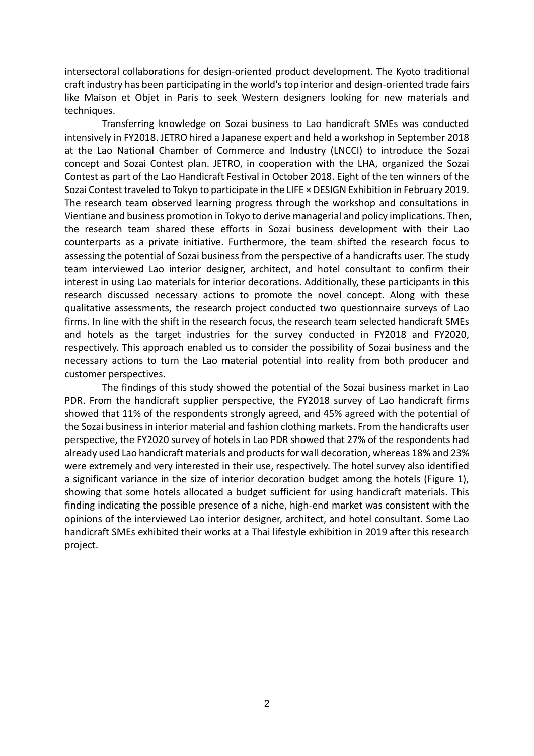intersectoral collaborations for design-oriented product development. The Kyoto traditional craft industry has been participating in the world's top interior and design-oriented trade fairs like Maison et Objet in Paris to seek Western designers looking for new materials and techniques.

Transferring knowledge on Sozai business to Lao handicraft SMEs was conducted intensively in FY2018. JETRO hired a Japanese expert and held a workshop in September 2018 at the Lao National Chamber of Commerce and Industry (LNCCI) to introduce the Sozai concept and Sozai Contest plan. JETRO, in cooperation with the LHA, organized the Sozai Contest as part of the Lao Handicraft Festival in October 2018. Eight of the ten winners of the Sozai Contest traveled to Tokyo to participate in the LIFE × DESIGN Exhibition in February 2019. The research team observed learning progress through the workshop and consultations in Vientiane and business promotion in Tokyo to derive managerial and policy implications. Then, the research team shared these efforts in Sozai business development with their Lao counterparts as a private initiative. Furthermore, the team shifted the research focus to assessing the potential of Sozai business from the perspective of a handicrafts user. The study team interviewed Lao interior designer, architect, and hotel consultant to confirm their interest in using Lao materials for interior decorations. Additionally, these participants in this research discussed necessary actions to promote the novel concept. Along with these qualitative assessments, the research project conducted two questionnaire surveys of Lao firms. In line with the shift in the research focus, the research team selected handicraft SMEs and hotels as the target industries for the survey conducted in FY2018 and FY2020, respectively. This approach enabled us to consider the possibility of Sozai business and the necessary actions to turn the Lao material potential into reality from both producer and customer perspectives.

The findings of this study showed the potential of the Sozai business market in Lao PDR. From the handicraft supplier perspective, the FY2018 survey of Lao handicraft firms showed that 11% of the respondents strongly agreed, and 45% agreed with the potential of the Sozai business in interior material and fashion clothing markets. From the handicrafts user perspective, the FY2020 survey of hotels in Lao PDR showed that 27% of the respondents had already used Lao handicraft materials and products for wall decoration, whereas 18% and 23% were extremely and very interested in their use, respectively. The hotel survey also identified a significant variance in the size of interior decoration budget among the hotels (Figure 1), showing that some hotels allocated a budget sufficient for using handicraft materials. This finding indicating the possible presence of a niche, high-end market was consistent with the opinions of the interviewed Lao interior designer, architect, and hotel consultant. Some Lao handicraft SMEs exhibited their works at a Thai lifestyle exhibition in 2019 after this research project.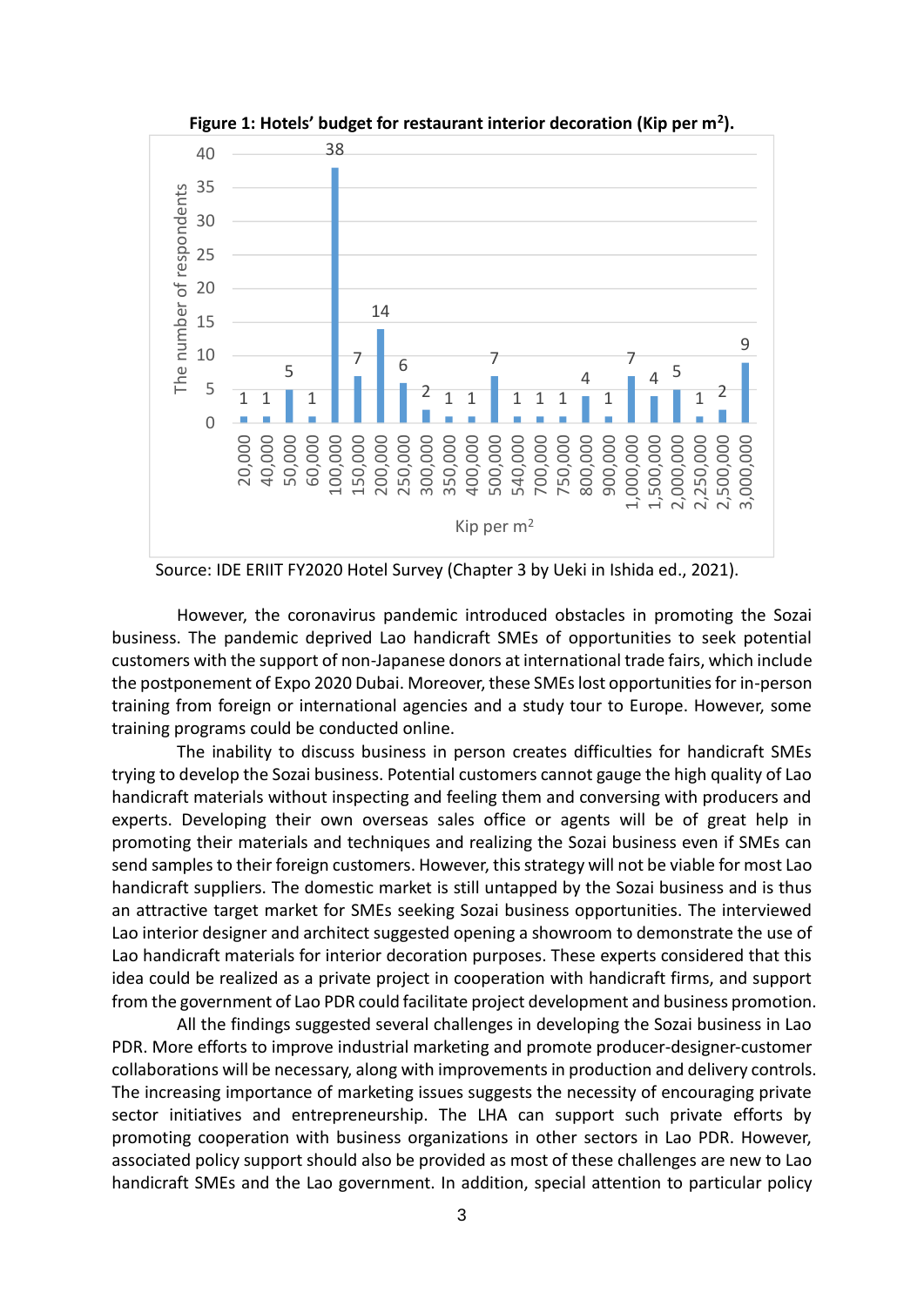**Figure 1: Hotels' budget for restaurant interior decoration (Kip per m²).**

| Kip per m² | The number of respondents |
|---|---|
| 20,000 | 1 |
| 40,000 | 1 |
| 50,000 | 5 |
| 60,000 | 1 |
| 100,000 | 38 |
| 150,000 | 7 |
| 200,000 | 14 |
| 250,000 | 6 |
| 300,000 | 2 |
| 350,000 | 1 |
| 400,000 | 1 |
| 500,000 | 7 |
| 540,000 | 1 |
| 700,000 | 1 |
| 750,000 | 1 |
| 800,000 | 4 |
| 900,000 | 1 |
| 1,000,000 | 7 |
| 1,500,000 | 4 |
| 2,000,000 | 5 |
| 2,250,000 | 1 |
| 2,500,000 | 2 |
| 3,000,000 | 9 |

Source: IDE ERIIT FY2020 Hotel Survey (Chapter 3 by Ueki in Ishida ed., 2021).

However, the coronavirus pandemic introduced obstacles in promoting the Sozai business. The pandemic deprived Lao handicraft SMEs of opportunities to seek potential customers with the support of non-Japanese donors at international trade fairs, which include the postponement of Expo 2020 Dubai. Moreover, these SMEs lost opportunities for in-person training from foreign or international agencies and a study tour to Europe. However, some training programs could be conducted online.

The inability to discuss business in person creates difficulties for handicraft SMEs trying to develop the Sozai business. Potential customers cannot gauge the high quality of Lao handicraft materials without inspecting and feeling them and conversing with producers and experts. Developing their own overseas sales office or agents will be of great help in promoting their materials and techniques and realizing the Sozai business even if SMEs can send samples to their foreign customers. However, this strategy will not be viable for most Lao handicraft suppliers. The domestic market is still untapped by the Sozai business and is thus an attractive target market for SMEs seeking Sozai business opportunities. The interviewed Lao interior designer and architect suggested opening a showroom to demonstrate the use of Lao handicraft materials for interior decoration purposes. These experts considered that this idea could be realized as a private project in cooperation with handicraft firms, and support from the government of Lao PDR could facilitate project development and business promotion.

All the findings suggested several challenges in developing the Sozai business in Lao PDR. More efforts to improve industrial marketing and promote producer-designer-customer collaborations will be necessary, along with improvements in production and delivery controls. The increasing importance of marketing issues suggests the necessity of encouraging private sector initiatives and entrepreneurship. The LHA can support such private efforts by promoting cooperation with business organizations in other sectors in Lao PDR. However, associated policy support should also be provided as most of these challenges are new to Lao handicraft SMEs and the Lao government. In addition, special attention to particular policy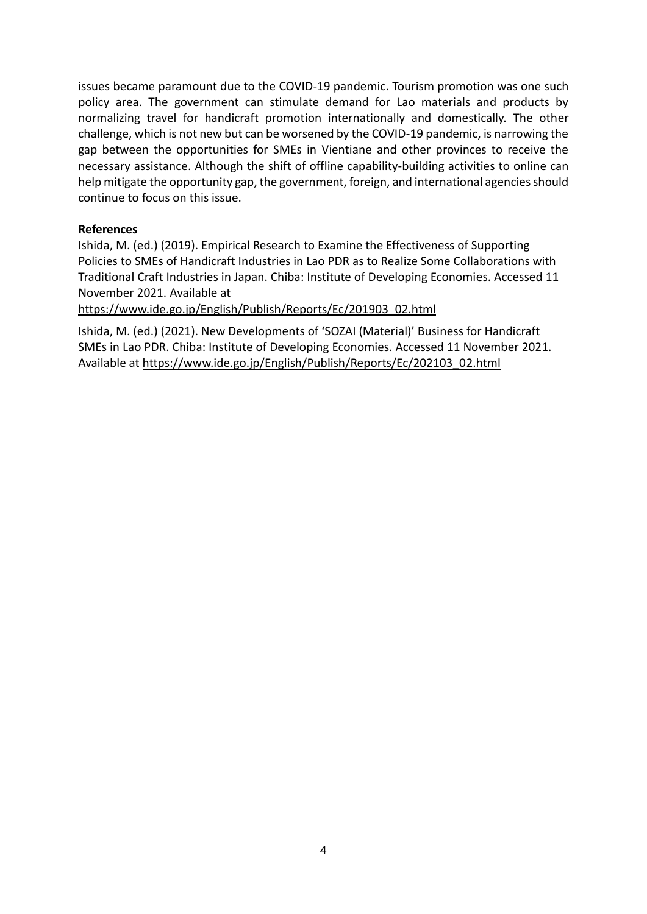issues became paramount due to the COVID-19 pandemic. Tourism promotion was one such policy area. The government can stimulate demand for Lao materials and products by normalizing travel for handicraft promotion internationally and domestically. The other challenge, which is not new but can be worsened by the COVID-19 pandemic, is narrowing the gap between the opportunities for SMEs in Vientiane and other provinces to receive the necessary assistance. Although the shift of offline capability-building activities to online can help mitigate the opportunity gap, the government, foreign, and international agencies should continue to focus on this issue.

**References**

Ishida, M. (ed.) (2019). Empirical Research to Examine the Effectiveness of Supporting Policies to SMEs of Handicraft Industries in Lao PDR as to Realize Some Collaborations with Traditional Craft Industries in Japan. Chiba: Institute of Developing Economies. Accessed 11 November 2021. Available at https://www.ide.go.jp/English/Publish/Reports/Ec/201903_02.html

Ishida, M. (ed.) (2021). New Developments of 'SOZAI (Material)' Business for Handicraft SMEs in Lao PDR. Chiba: Institute of Developing Economies. Accessed 11 November 2021. Available at https://www.ide.go.jp/English/Publish/Reports/Ec/202103_02.html